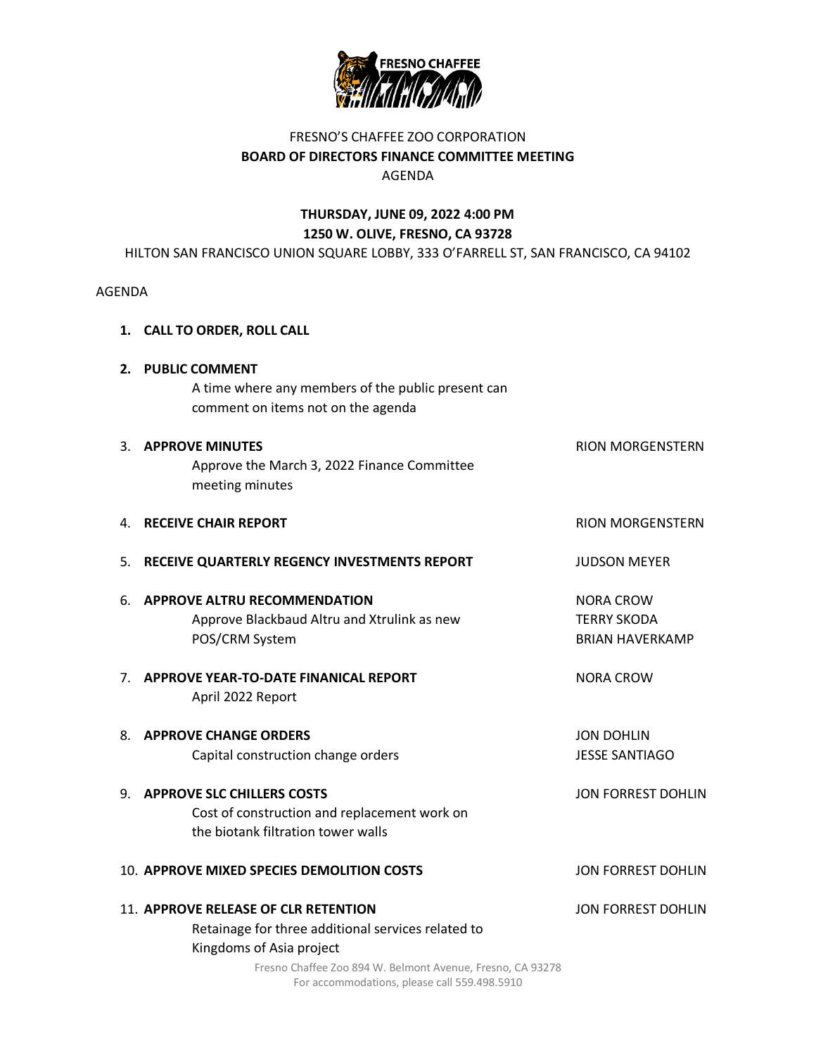FRESNO'S CHAFFEE ZOO CORPORATION

**BOARD OF DIRECTORS FINANCE COMMITTEE MEETING**

AGENDA

**THURSDAY, JUNE 09, 2022 4:00 PM**

**1250 W. OLIVE, FRESNO, CA 93728**

HILTON SAN FRANCISCO UNION SQUARE LOBBY, 333 O'FARRELL ST, SAN FRANCISCO, CA 94102

AGENDA

1. **CALL TO ORDER, ROLL CALL**

2. **PUBLIC COMMENT**
   A time where any members of the public present can comment on items not on the agenda

3. **APPROVE MINUTES** — RION MORGENSTERN
   Approve the March 3, 2022 Finance Committee meeting minutes

4. **RECEIVE CHAIR REPORT** — RION MORGENSTERN

5. **RECEIVE QUARTERLY REGENCY INVESTMENTS REPORT** — JUDSON MEYER

6. **APPROVE ALTRU RECOMMENDATION** — NORA CROW, TERRY SKODA, BRIAN HAVERKAMP
   Approve Blackbaud Altru and Xtrulink as new POS/CRM System

7. **APPROVE YEAR-TO-DATE FINANICAL REPORT** — NORA CROW
   April 2022 Report

8. **APPROVE CHANGE ORDERS** — JON DOHLIN, JESSE SANTIAGO
   Capital construction change orders

9. **APPROVE SLC CHILLERS COSTS** — JON FORREST DOHLIN
   Cost of construction and replacement work on the biotank filtration tower walls

10. **APPROVE MIXED SPECIES DEMOLITION COSTS** — JON FORREST DOHLIN

11. **APPROVE RELEASE OF CLR RETENTION** — JON FORREST DOHLIN
    Retainage for three additional services related to Kingdoms of Asia project

Fresno Chaffee Zoo 894 W. Belmont Avenue, Fresno, CA 93278
For accommodations, please call 559.498.5910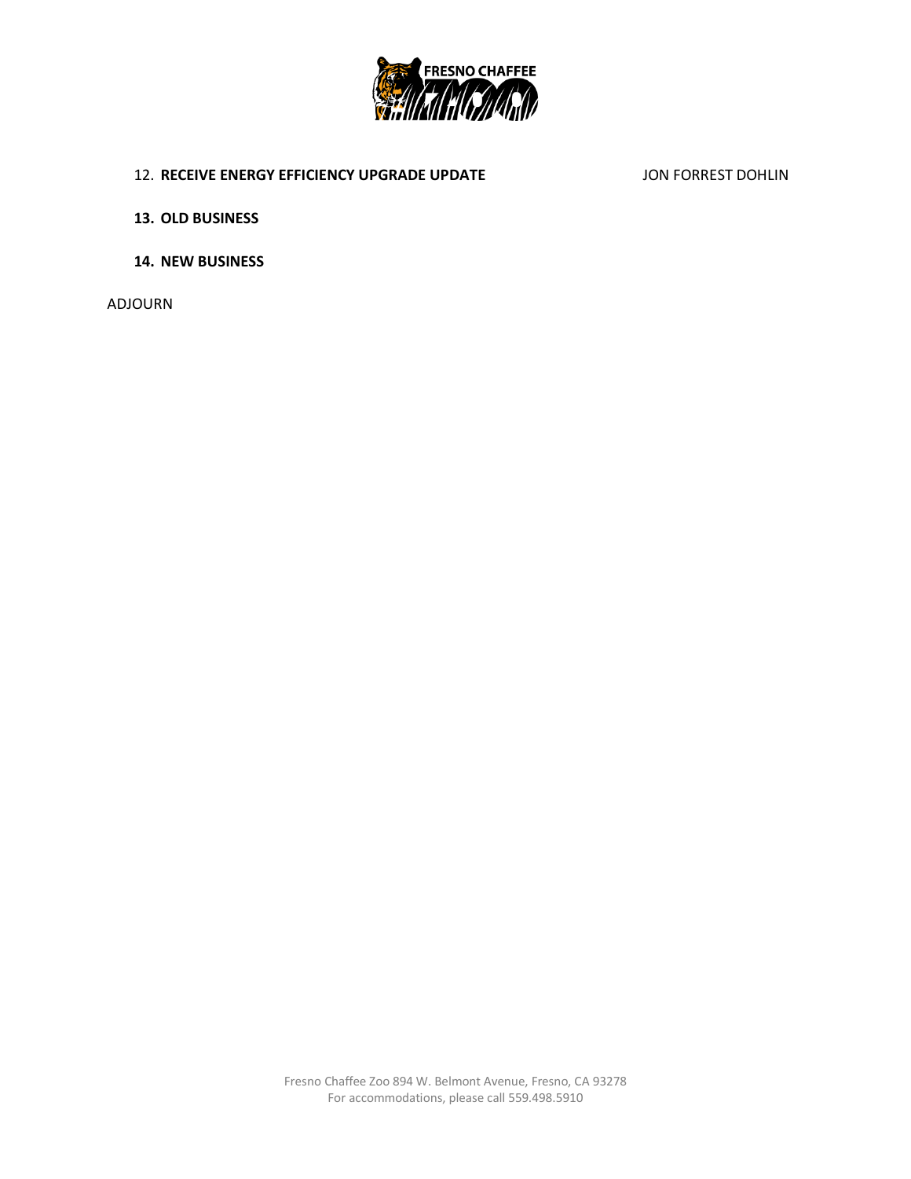12. **RECEIVE ENERGY EFFICIENCY UPGRADE UPDATE** JON FORREST DOHLIN

13. **OLD BUSINESS**

14. **NEW BUSINESS**

ADJOURN

Fresno Chaffee Zoo 894 W. Belmont Avenue, Fresno, CA 93278
For accommodations, please call 559.498.5910